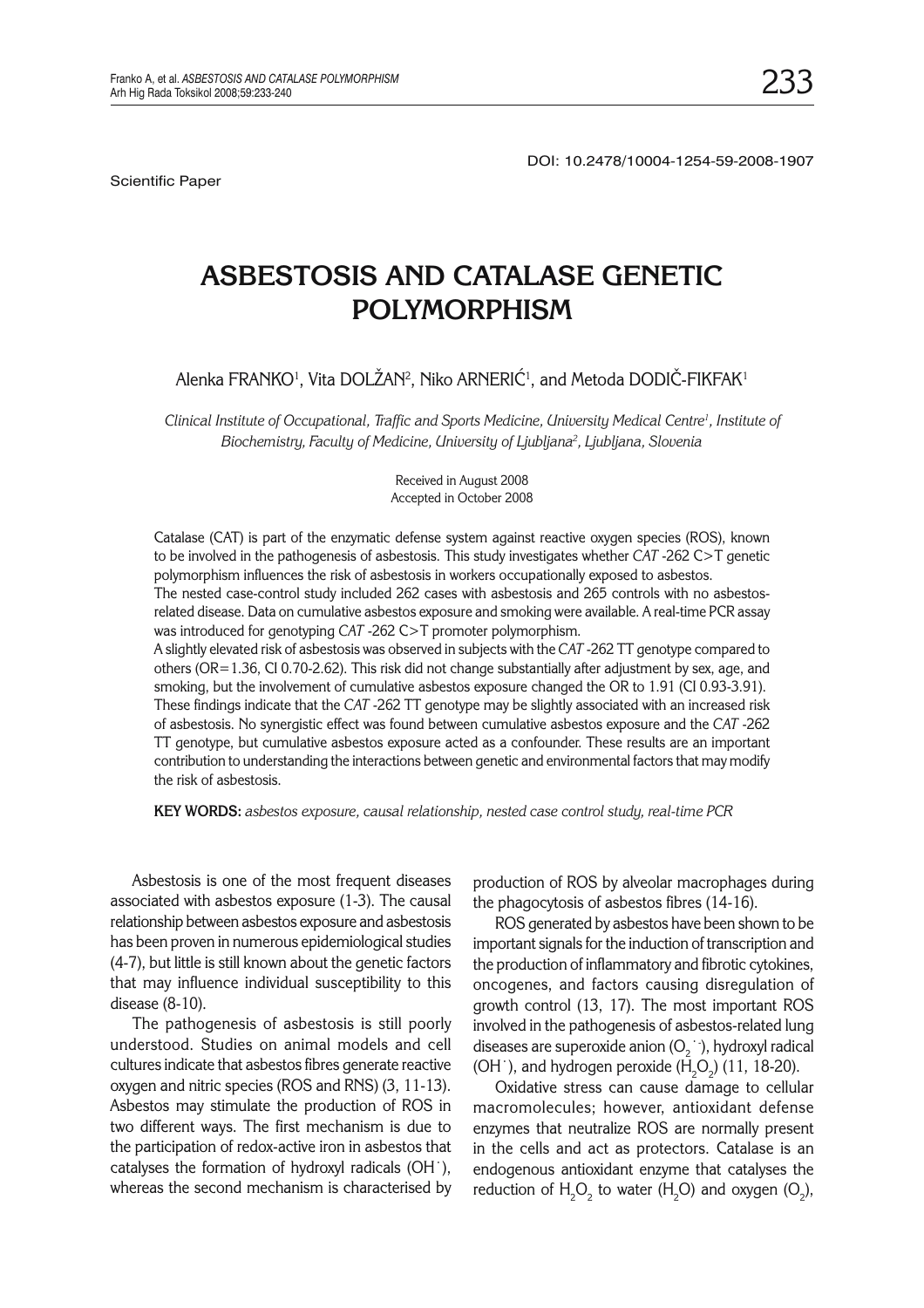DOI: 10.2478/10004-1254-59-2008-1907

Scientific Paper

# ASBESTOSIS AND CATALASE GENETIC POLYMORPHISM

Alenka FRANKO[1], Vita DOLŽAN[2], Niko ARNERIĆ[1], and Metoda DODIČ-FIKFAK[1]

*Clinical Institute of Occupational, Traffic and Sports Medicine, University Medical Centre[1], Institute of Biochemistry, Faculty of Medicine, University of Ljubljana[2], Ljubljana, Slovenia*

Received in August 2008
Accepted in October 2008

Catalase (CAT) is part of the enzymatic defense system against reactive oxygen species (ROS), known to be involved in the pathogenesis of asbestosis. This study investigates whether *CAT* -262 C>T genetic polymorphism influences the risk of asbestosis in workers occupationally exposed to asbestos.
The nested case-control study included 262 cases with asbestosis and 265 controls with no asbestos-related disease. Data on cumulative asbestos exposure and smoking were available. A real-time PCR assay was introduced for genotyping *CAT* -262 C>T promoter polymorphism.
A slightly elevated risk of asbestosis was observed in subjects with the *CAT* -262 TT genotype compared to others (OR=1.36, CI 0.70-2.62). This risk did not change substantially after adjustment by sex, age, and smoking, but the involvement of cumulative asbestos exposure changed the OR to 1.91 (CI 0.93-3.91). These findings indicate that the *CAT* -262 TT genotype may be slightly associated with an increased risk of asbestosis. No synergistic effect was found between cumulative asbestos exposure and the *CAT* -262 TT genotype, but cumulative asbestos exposure acted as a confounder. These results are an important contribution to understanding the interactions between genetic and environmental factors that may modify the risk of asbestosis.

**KEY WORDS:** *asbestos exposure, causal relationship, nested case control study, real-time PCR*

Asbestosis is one of the most frequent diseases associated with asbestos exposure (1-3). The causal relationship between asbestos exposure and asbestosis has been proven in numerous epidemiological studies (4-7), but little is still known about the genetic factors that may influence individual susceptibility to this disease (8-10).

The pathogenesis of asbestosis is still poorly understood. Studies on animal models and cell cultures indicate that asbestos fibres generate reactive oxygen and nitric species (ROS and RNS) (3, 11-13). Asbestos may stimulate the production of ROS in two different ways. The first mechanism is due to the participation of redox-active iron in asbestos that catalyses the formation of hydroxyl radicals ($OH^{\cdot}$), whereas the second mechanism is characterised by production of ROS by alveolar macrophages during the phagocytosis of asbestos fibres (14-16).

ROS generated by asbestos have been shown to be important signals for the induction of transcription and the production of inflammatory and fibrotic cytokines, oncogenes, and factors causing disregulation of growth control (13, 17). The most important ROS involved in the pathogenesis of asbestos-related lung diseases are superoxide anion ($O_2^{\cdot -}$), hydroxyl radical ($OH^{\cdot}$), and hydrogen peroxide ($H_2O_2$) (11, 18-20).

Oxidative stress can cause damage to cellular macromolecules; however, antioxidant defense enzymes that neutralize ROS are normally present in the cells and act as protectors. Catalase is an endogenous antioxidant enzyme that catalyses the reduction of $H_2O_2$ to water ($H_2O$) and oxygen ($O_2$),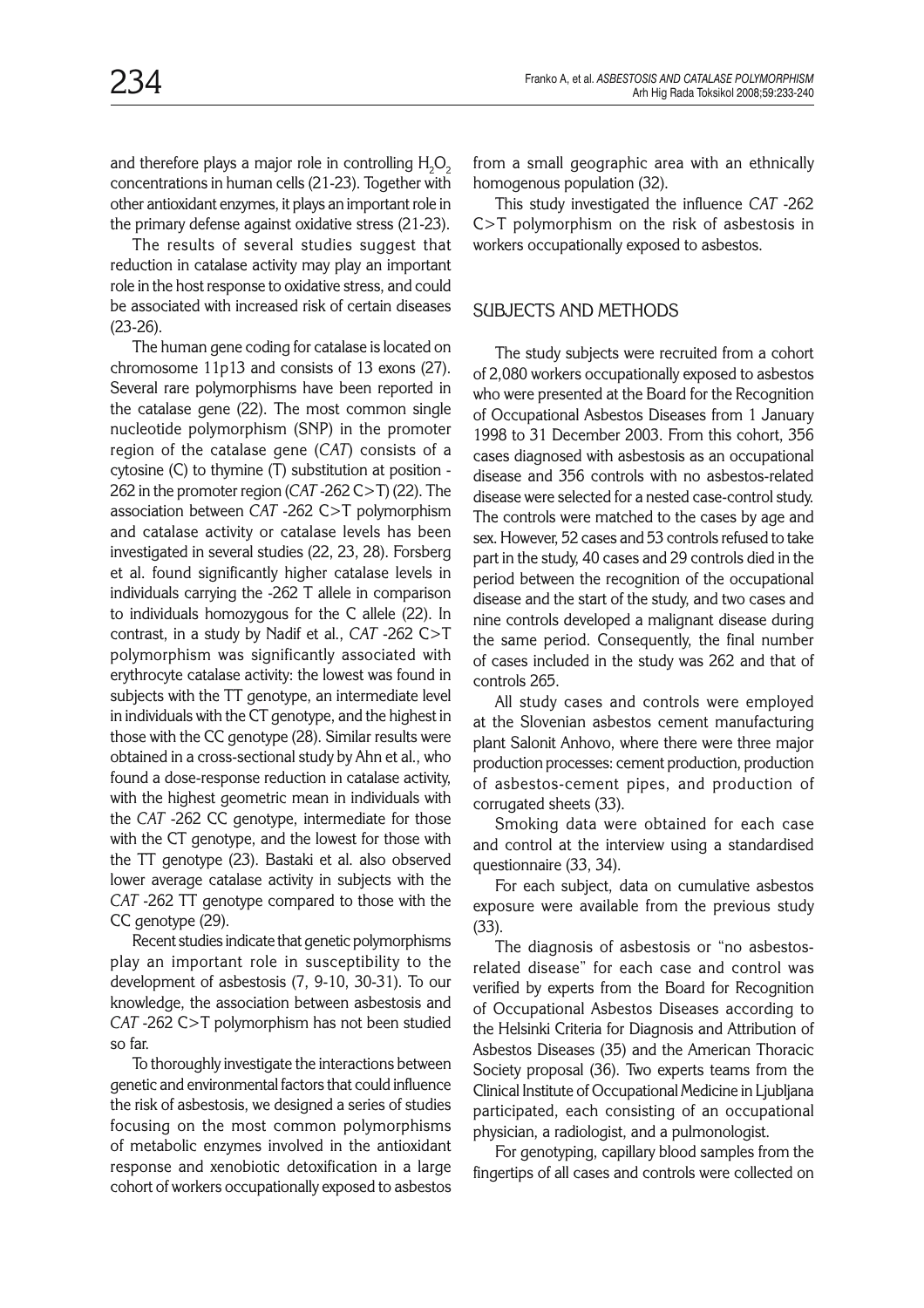and therefore plays a major role in controlling $H_2O_2$ concentrations in human cells (21-23). Together with other antioxidant enzymes, it plays an important role in the primary defense against oxidative stress (21-23).

The results of several studies suggest that reduction in catalase activity may play an important role in the host response to oxidative stress, and could be associated with increased risk of certain diseases (23-26).

The human gene coding for catalase is located on chromosome 11p13 and consists of 13 exons (27). Several rare polymorphisms have been reported in the catalase gene (22). The most common single nucleotide polymorphism (SNP) in the promoter region of the catalase gene (*CAT*) consists of a cytosine (C) to thymine (T) substitution at position -262 in the promoter region (*CAT* -262 C>T) (22). The association between *CAT* -262 C>T polymorphism and catalase activity or catalase levels has been investigated in several studies (22, 23, 28). Forsberg et al. found significantly higher catalase levels in individuals carrying the -262 T allele in comparison to individuals homozygous for the C allele (22). In contrast, in a study by Nadif et al., *CAT* -262 C>T polymorphism was significantly associated with erythrocyte catalase activity: the lowest was found in subjects with the TT genotype, an intermediate level in individuals with the CT genotype, and the highest in those with the CC genotype (28). Similar results were obtained in a cross-sectional study by Ahn et al., who found a dose-response reduction in catalase activity, with the highest geometric mean in individuals with the *CAT* -262 CC genotype, intermediate for those with the CT genotype, and the lowest for those with the TT genotype (23). Bastaki et al. also observed lower average catalase activity in subjects with the *CAT* -262 TT genotype compared to those with the CC genotype (29).

Recent studies indicate that genetic polymorphisms play an important role in susceptibility to the development of asbestosis (7, 9-10, 30-31). To our knowledge, the association between asbestosis and *CAT* -262 C>T polymorphism has not been studied so far.

To thoroughly investigate the interactions between genetic and environmental factors that could influence the risk of asbestosis, we designed a series of studies focusing on the most common polymorphisms of metabolic enzymes involved in the antioxidant response and xenobiotic detoxification in a large cohort of workers occupationally exposed to asbestos from a small geographic area with an ethnically homogenous population (32).

This study investigated the influence *CAT* -262 C>T polymorphism on the risk of asbestosis in workers occupationally exposed to asbestos.

## SUBJECTS AND METHODS

The study subjects were recruited from a cohort of 2,080 workers occupationally exposed to asbestos who were presented at the Board for the Recognition of Occupational Asbestos Diseases from 1 January 1998 to 31 December 2003. From this cohort, 356 cases diagnosed with asbestosis as an occupational disease and 356 controls with no asbestos-related disease were selected for a nested case-control study. The controls were matched to the cases by age and sex. However, 52 cases and 53 controls refused to take part in the study, 40 cases and 29 controls died in the period between the recognition of the occupational disease and the start of the study, and two cases and nine controls developed a malignant disease during the same period. Consequently, the final number of cases included in the study was 262 and that of controls 265.

All study cases and controls were employed at the Slovenian asbestos cement manufacturing plant Salonit Anhovo, where there were three major production processes: cement production, production of asbestos-cement pipes, and production of corrugated sheets (33).

Smoking data were obtained for each case and control at the interview using a standardised questionnaire (33, 34).

For each subject, data on cumulative asbestos exposure were available from the previous study (33).

The diagnosis of asbestosis or "no asbestos-related disease" for each case and control was verified by experts from the Board for Recognition of Occupational Asbestos Diseases according to the Helsinki Criteria for Diagnosis and Attribution of Asbestos Diseases (35) and the American Thoracic Society proposal (36). Two experts teams from the Clinical Institute of Occupational Medicine in Ljubljana participated, each consisting of an occupational physician, a radiologist, and a pulmonologist.

For genotyping, capillary blood samples from the fingertips of all cases and controls were collected on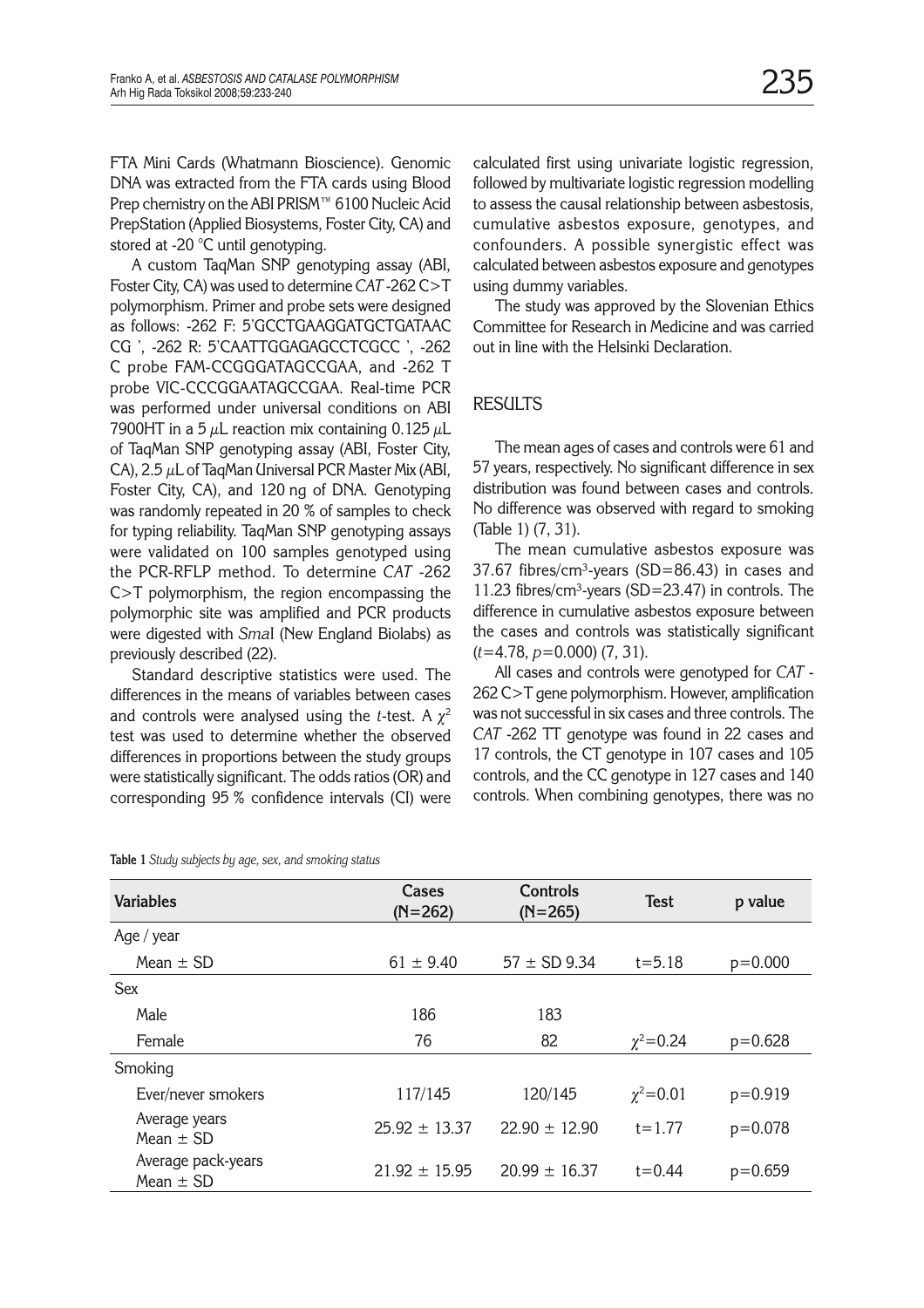FTA Mini Cards (Whatmann Bioscience). Genomic DNA was extracted from the FTA cards using Blood Prep chemistry on the ABI PRISM™ 6100 Nucleic Acid PrepStation (Applied Biosystems, Foster City, CA) and stored at -20 °C until genotyping.

A custom TaqMan SNP genotyping assay (ABI, Foster City, CA) was used to determine *CAT* -262 C>T polymorphism. Primer and probe sets were designed as follows: -262 F: 5'GCCTGAAGGATGCTGATAAC CG ', -262 R: 5'CAATTGGAGAGCCTCGCC ', -262 C probe FAM-CCGGGATAGCCGAA, and -262 T probe VIC-CCCGGAATAGCCGAA. Real-time PCR was performed under universal conditions on ABI 7900HT in a 5 μL reaction mix containing 0.125 μL of TaqMan SNP genotyping assay (ABI, Foster City, CA), 2.5 μL of TaqMan Universal PCR Master Mix (ABI, Foster City, CA), and 120 ng of DNA. Genotyping was randomly repeated in 20 % of samples to check for typing reliability. TaqMan SNP genotyping assays were validated on 100 samples genotyped using the PCR-RFLP method. To determine *CAT* -262 C>T polymorphism, the region encompassing the polymorphic site was amplified and PCR products were digested with *Sma*I (New England Biolabs) as previously described (22).

Standard descriptive statistics were used. The differences in the means of variables between cases and controls were analysed using the *t*-test. A $\chi^2$ test was used to determine whether the observed differences in proportions between the study groups were statistically significant. The odds ratios (OR) and corresponding 95 % confidence intervals (CI) were calculated first using univariate logistic regression, followed by multivariate logistic regression modelling to assess the causal relationship between asbestosis, cumulative asbestos exposure, genotypes, and confounders. A possible synergistic effect was calculated between asbestos exposure and genotypes using dummy variables.

The study was approved by the Slovenian Ethics Committee for Research in Medicine and was carried out in line with the Helsinki Declaration.

## RESULTS

The mean ages of cases and controls were 61 and 57 years, respectively. No significant difference in sex distribution was found between cases and controls. No difference was observed with regard to smoking (Table 1) (7, 31).

The mean cumulative asbestos exposure was 37.67 fibres/cm$^3$-years (SD=86.43) in cases and 11.23 fibres/cm$^3$-years (SD=23.47) in controls. The difference in cumulative asbestos exposure between the cases and controls was statistically significant ($t$=4.78, $p$=0.000) (7, 31).

All cases and controls were genotyped for *CAT* -262 C>T gene polymorphism. However, amplification was not successful in six cases and three controls. The *CAT* -262 TT genotype was found in 22 cases and 17 controls, the CT genotype in 107 cases and 105 controls, and the CC genotype in 127 cases and 140 controls. When combining genotypes, there was no

**Table 1** *Study subjects by age, sex, and smoking status*

| Variables | Cases (N=262) | Controls (N=265) | Test | p value |
|---|---|---|---|---|
| Age / year | | | | |
| Mean ± SD | 61 ± 9.40 | 57 ± SD 9.34 | t=5.18 | p=0.000 |
| Sex | | | | |
| Male | 186 | 183 | | |
| Female | 76 | 82 | $\chi^2$=0.24 | p=0.628 |
| Smoking | | | | |
| Ever/never smokers | 117/145 | 120/145 | $\chi^2$=0.01 | p=0.919 |
| Average years Mean ± SD | 25.92 ± 13.37 | 22.90 ± 12.90 | t=1.77 | p=0.078 |
| Average pack-years Mean ± SD | 21.92 ± 15.95 | 20.99 ± 16.37 | t=0.44 | p=0.659 |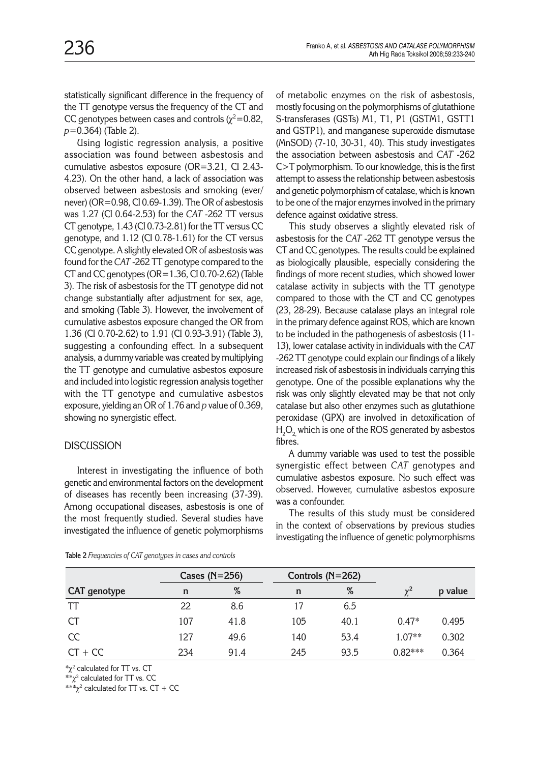statistically significant difference in the frequency of the TT genotype versus the frequency of the CT and CC genotypes between cases and controls ($\chi^2$=0.82, $p$=0.364) (Table 2).

Using logistic regression analysis, a positive association was found between asbestosis and cumulative asbestos exposure (OR=3.21, CI 2.43-4.23). On the other hand, a lack of association was observed between asbestosis and smoking (ever/never) (OR=0.98, CI 0.69-1.39). The OR of asbestosis was 1.27 (CI 0.64-2.53) for the *CAT* -262 TT versus CT genotype, 1.43 (CI 0.73-2.81) for the TT versus CC genotype, and 1.12 (CI 0.78-1.61) for the CT versus CC genotype. A slightly elevated OR of asbestosis was found for the *CAT* -262 TT genotype compared to the CT and CC genotypes (OR=1.36, CI 0.70-2.62) (Table 3). The risk of asbestosis for the TT genotype did not change substantially after adjustment for sex, age, and smoking (Table 3). However, the involvement of cumulative asbestos exposure changed the OR from 1.36 (CI 0.70-2.62) to 1.91 (CI 0.93-3.91) (Table 3), suggesting a confounding effect. In a subsequent analysis, a dummy variable was created by multiplying the TT genotype and cumulative asbestos exposure and included into logistic regression analysis together with the TT genotype and cumulative asbestos exposure, yielding an OR of 1.76 and $p$ value of 0.369, showing no synergistic effect.

## DISCUSSION

Interest in investigating the influence of both genetic and environmental factors on the development of diseases has recently been increasing (37-39). Among occupational diseases, asbestosis is one of the most frequently studied. Several studies have investigated the influence of genetic polymorphisms of metabolic enzymes on the risk of asbestosis, mostly focusing on the polymorphisms of glutathione S-transferases (GSTs) M1, T1, P1 (GSTM1, GSTT1 and GSTP1), and manganese superoxide dismutase (MnSOD) (7-10, 30-31, 40). This study investigates the association between asbestosis and *CAT* -262 C>T polymorphism. To our knowledge, this is the first attempt to assess the relationship between asbestosis and genetic polymorphism of catalase, which is known to be one of the major enzymes involved in the primary defence against oxidative stress.

This study observes a slightly elevated risk of asbestosis for the *CAT* -262 TT genotype versus the CT and CC genotypes. The results could be explained as biologically plausible, especially considering the findings of more recent studies, which showed lower catalase activity in subjects with the TT genotype compared to those with the CT and CC genotypes (23, 28-29). Because catalase plays an integral role in the primary defence against ROS, which are known to be included in the pathogenesis of asbestosis (11-13), lower catalase activity in individuals with the *CAT* -262 TT genotype could explain our findings of a likely increased risk of asbestosis in individuals carrying this genotype. One of the possible explanations why the risk was only slightly elevated may be that not only catalase but also other enzymes such as glutathione peroxidase (GPX) are involved in detoxification of $H_2O_2$, which is one of the ROS generated by asbestos fibres.

A dummy variable was used to test the possible synergistic effect between *CAT* genotypes and cumulative asbestos exposure. No such effect was observed. However, cumulative asbestos exposure was a confounder.

The results of this study must be considered in the context of observations by previous studies investigating the influence of genetic polymorphisms

**Table 2** *Frequencies of CAT genotypes in cases and controls*

| | Cases (N=256) | | Controls (N=262) | | | |
|---|---|---|---|---|---|---|
| **CAT genotype** | **n** | **%** | **n** | **%** | $\chi^2$ | **p value** |
| TT | 22 | 8.6 | 17 | 6.5 | | |
| CT | 107 | 41.8 | 105 | 40.1 | 0.47* | 0.495 |
| CC | 127 | 49.6 | 140 | 53.4 | 1.07** | 0.302 |
| CT + CC | 234 | 91.4 | 245 | 93.5 | 0.82*** | 0.364 |

*$\chi^2$ calculated for TT vs. CT

**$\chi^2$ calculated for TT vs. CC

***$\chi^2$ calculated for TT vs. CT + CC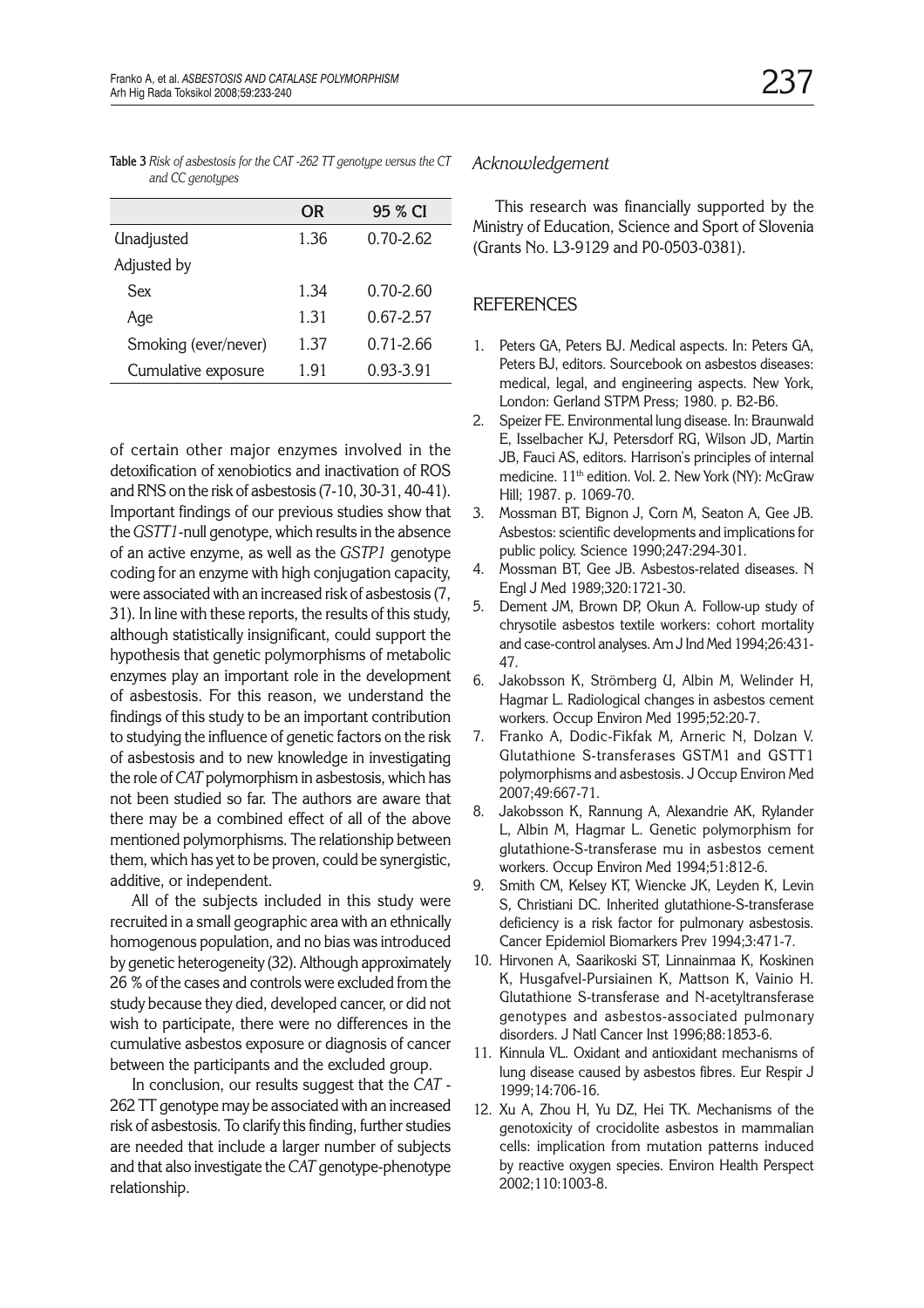**Table 3** *Risk of asbestosis for the CAT -262 TT genotype versus the CT and CC genotypes*

| | OR | 95 % CI |
|---|---|---|
| Unadjusted | 1.36 | 0.70-2.62 |
| Adjusted by | | |
| Sex | 1.34 | 0.70-2.60 |
| Age | 1.31 | 0.67-2.57 |
| Smoking (ever/never) | 1.37 | 0.71-2.66 |
| Cumulative exposure | 1.91 | 0.93-3.91 |

of certain other major enzymes involved in the detoxification of xenobiotics and inactivation of ROS and RNS on the risk of asbestosis (7-10, 30-31, 40-41). Important findings of our previous studies show that the *GSTT1*-null genotype, which results in the absence of an active enzyme, as well as the *GSTP1* genotype coding for an enzyme with high conjugation capacity, were associated with an increased risk of asbestosis (7, 31). In line with these reports, the results of this study, although statistically insignificant, could support the hypothesis that genetic polymorphisms of metabolic enzymes play an important role in the development of asbestosis. For this reason, we understand the findings of this study to be an important contribution to studying the influence of genetic factors on the risk of asbestosis and to new knowledge in investigating the role of *CAT* polymorphism in asbestosis, which has not been studied so far. The authors are aware that there may be a combined effect of all of the above mentioned polymorphisms. The relationship between them, which has yet to be proven, could be synergistic, additive, or independent.

All of the subjects included in this study were recruited in a small geographic area with an ethnically homogenous population, and no bias was introduced by genetic heterogeneity (32). Although approximately 26 % of the cases and controls were excluded from the study because they died, developed cancer, or did not wish to participate, there were no differences in the cumulative asbestos exposure or diagnosis of cancer between the participants and the excluded group.

In conclusion, our results suggest that the *CAT* -262 TT genotype may be associated with an increased risk of asbestosis. To clarify this finding, further studies are needed that include a larger number of subjects and that also investigate the *CAT* genotype-phenotype relationship.

### *Acknowledgement*

This research was financially supported by the Ministry of Education, Science and Sport of Slovenia (Grants No. L3-9129 and P0-0503-0381).

## REFERENCES

1. Peters GA, Peters BJ. Medical aspects. In: Peters GA, Peters BJ, editors. Sourcebook on asbestos diseases: medical, legal, and engineering aspects. New York, London: Gerland STPM Press; 1980. p. B2-B6.
2. Speizer FE. Environmental lung disease. In: Braunwald E, Isselbacher KJ, Petersdorf RG, Wilson JD, Martin JB, Fauci AS, editors. Harrison's principles of internal medicine. 11th edition. Vol. 2. New York (NY): McGraw Hill; 1987. p. 1069-70.
3. Mossman BT, Bignon J, Corn M, Seaton A, Gee JB. Asbestos: scientific developments and implications for public policy. Science 1990;247:294-301.
4. Mossman BT, Gee JB. Asbestos-related diseases. N Engl J Med 1989;320:1721-30.
5. Dement JM, Brown DP, Okun A. Follow-up study of chrysotile asbestos textile workers: cohort mortality and case-control analyses. Am J Ind Med 1994;26:431-47.
6. Jakobsson K, Strömberg U, Albin M, Welinder H, Hagmar L. Radiological changes in asbestos cement workers. Occup Environ Med 1995;52:20-7.
7. Franko A, Dodic-Fikfak M, Arneric N, Dolzan V. Glutathione S-transferases GSTM1 and GSTT1 polymorphisms and asbestosis. J Occup Environ Med 2007;49:667-71.
8. Jakobsson K, Rannung A, Alexandrie AK, Rylander L, Albin M, Hagmar L. Genetic polymorphism for glutathione-S-transferase mu in asbestos cement workers. Occup Environ Med 1994;51:812-6.
9. Smith CM, Kelsey KT, Wiencke JK, Leyden K, Levin S, Christiani DC. Inherited glutathione-S-transferase deficiency is a risk factor for pulmonary asbestosis. Cancer Epidemiol Biomarkers Prev 1994;3:471-7.
10. Hirvonen A, Saarikoski ST, Linnainmaa K, Koskinen K, Husgafvel-Pursiainen K, Mattson K, Vainio H. Glutathione S-transferase and N-acetyltransferase genotypes and asbestos-associated pulmonary disorders. J Natl Cancer Inst 1996;88:1853-6.
11. Kinnula VL. Oxidant and antioxidant mechanisms of lung disease caused by asbestos fibres. Eur Respir J 1999;14:706-16.
12. Xu A, Zhou H, Yu DZ, Hei TK. Mechanisms of the genotoxicity of crocidolite asbestos in mammalian cells: implication from mutation patterns induced by reactive oxygen species. Environ Health Perspect 2002;110:1003-8.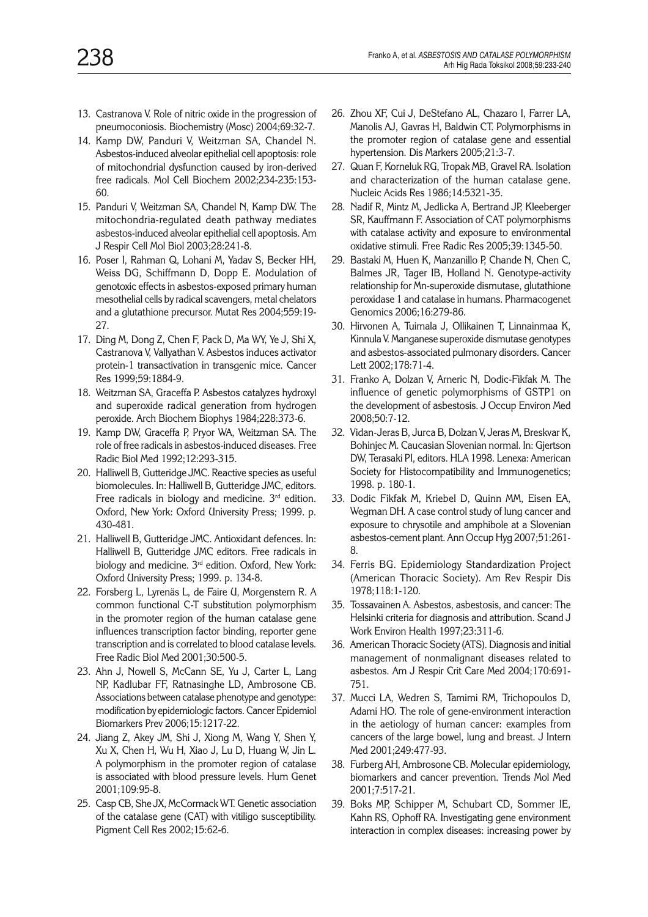13. Castranova V. Role of nitric oxide in the progression of pneumoconiosis. Biochemistry (Mosc) 2004;69:32-7.
14. Kamp DW, Panduri V, Weitzman SA, Chandel N. Asbestos-induced alveolar epithelial cell apoptosis: role of mitochondrial dysfunction caused by iron-derived free radicals. Mol Cell Biochem 2002;234-235:153-60.
15. Panduri V, Weitzman SA, Chandel N, Kamp DW. The mitochondria-regulated death pathway mediates asbestos-induced alveolar epithelial cell apoptosis. Am J Respir Cell Mol Biol 2003;28:241-8.
16. Poser I, Rahman Q, Lohani M, Yadav S, Becker HH, Weiss DG, Schiffmann D, Dopp E. Modulation of genotoxic effects in asbestos-exposed primary human mesothelial cells by radical scavengers, metal chelators and a glutathione precursor. Mutat Res 2004;559:19-27.
17. Ding M, Dong Z, Chen F, Pack D, Ma WY, Ye J, Shi X, Castranova V, Vallyathan V. Asbestos induces activator protein-1 transactivation in transgenic mice. Cancer Res 1999;59:1884-9.
18. Weitzman SA, Graceffa P. Asbestos catalyzes hydroxyl and superoxide radical generation from hydrogen peroxide. Arch Biochem Biophys 1984;228:373-6.
19. Kamp DW, Graceffa P, Pryor WA, Weitzman SA. The role of free radicals in asbestos-induced diseases. Free Radic Biol Med 1992;12:293-315.
20. Halliwell B, Gutteridge JMC. Reactive species as useful biomolecules. In: Halliwell B, Gutteridge JMC, editors. Free radicals in biology and medicine. 3rd edition. Oxford, New York: Oxford University Press; 1999. p. 430-481.
21. Halliwell B, Gutteridge JMC. Antioxidant defences. In: Halliwell B, Gutteridge JMC editors. Free radicals in biology and medicine. 3rd edition. Oxford, New York: Oxford University Press; 1999. p. 134-8.
22. Forsberg L, Lyrenäs L, de Faire U, Morgenstern R. A common functional C-T substitution polymorphism in the promoter region of the human catalase gene influences transcription factor binding, reporter gene transcription and is correlated to blood catalase levels. Free Radic Biol Med 2001;30:500-5.
23. Ahn J, Nowell S, McCann SE, Yu J, Carter L, Lang NP, Kadlubar FF, Ratnasinghe LD, Ambrosone CB. Associations between catalase phenotype and genotype: modification by epidemiologic factors. Cancer Epidemiol Biomarkers Prev 2006;15:1217-22.
24. Jiang Z, Akey JM, Shi J, Xiong M, Wang Y, Shen Y, Xu X, Chen H, Wu H, Xiao J, Lu D, Huang W, Jin L. A polymorphism in the promoter region of catalase is associated with blood pressure levels. Hum Genet 2001;109:95-8.
25. Casp CB, She JX, McCormack WT. Genetic association of the catalase gene (CAT) with vitiligo susceptibility. Pigment Cell Res 2002;15:62-6.
26. Zhou XF, Cui J, DeStefano AL, Chazaro I, Farrer LA, Manolis AJ, Gavras H, Baldwin CT. Polymorphisms in the promoter region of catalase gene and essential hypertension. Dis Markers 2005;21:3-7.
27. Quan F, Korneluk RG, Tropak MB, Gravel RA. Isolation and characterization of the human catalase gene. Nucleic Acids Res 1986;14:5321-35.
28. Nadif R, Mintz M, Jedlicka A, Bertrand JP, Kleeberger SR, Kauffmann F. Association of CAT polymorphisms with catalase activity and exposure to environmental oxidative stimuli. Free Radic Res 2005;39:1345-50.
29. Bastaki M, Huen K, Manzanillo P, Chande N, Chen C, Balmes JR, Tager IB, Holland N. Genotype-activity relationship for Mn-superoxide dismutase, glutathione peroxidase 1 and catalase in humans. Pharmacogenet Genomics 2006;16:279-86.
30. Hirvonen A, Tuimala J, Ollikainen T, Linnainmaa K, Kinnula V. Manganese superoxide dismutase genotypes and asbestos-associated pulmonary disorders. Cancer Lett 2002;178:71-4.
31. Franko A, Dolzan V, Arneric N, Dodic-Fikfak M. The influence of genetic polymorphisms of GSTP1 on the development of asbestosis. J Occup Environ Med 2008;50:7-12.
32. Vidan-Jeras B, Jurca B, Dolzan V, Jeras M, Breskvar K, Bohinjec M. Caucasian Slovenian normal. In: Gjertson DW, Terasaki PI, editors. HLA 1998. Lenexa: American Society for Histocompatibility and Immunogenetics; 1998. p. 180-1.
33. Dodic Fikfak M, Kriebel D, Quinn MM, Eisen EA, Wegman DH. A case control study of lung cancer and exposure to chrysotile and amphibole at a Slovenian asbestos-cement plant. Ann Occup Hyg 2007;51:261-8.
34. Ferris BG. Epidemiology Standardization Project (American Thoracic Society). Am Rev Respir Dis 1978;118:1-120.
35. Tossavainen A. Asbestos, asbestosis, and cancer: The Helsinki criteria for diagnosis and attribution. Scand J Work Environ Health 1997;23:311-6.
36. American Thoracic Society (ATS). Diagnosis and initial management of nonmalignant diseases related to asbestos. Am J Respir Crit Care Med 2004;170:691-751.
37. Mucci LA, Wedren S, Tamimi RM, Trichopoulos D, Adami HO. The role of gene-environment interaction in the aetiology of human cancer: examples from cancers of the large bowel, lung and breast. J Intern Med 2001;249:477-93.
38. Furberg AH, Ambrosone CB. Molecular epidemiology, biomarkers and cancer prevention. Trends Mol Med 2001;7:517-21.
39. Boks MP, Schipper M, Schubart CD, Sommer IE, Kahn RS, Ophoff RA. Investigating gene environment interaction in complex diseases: increasing power by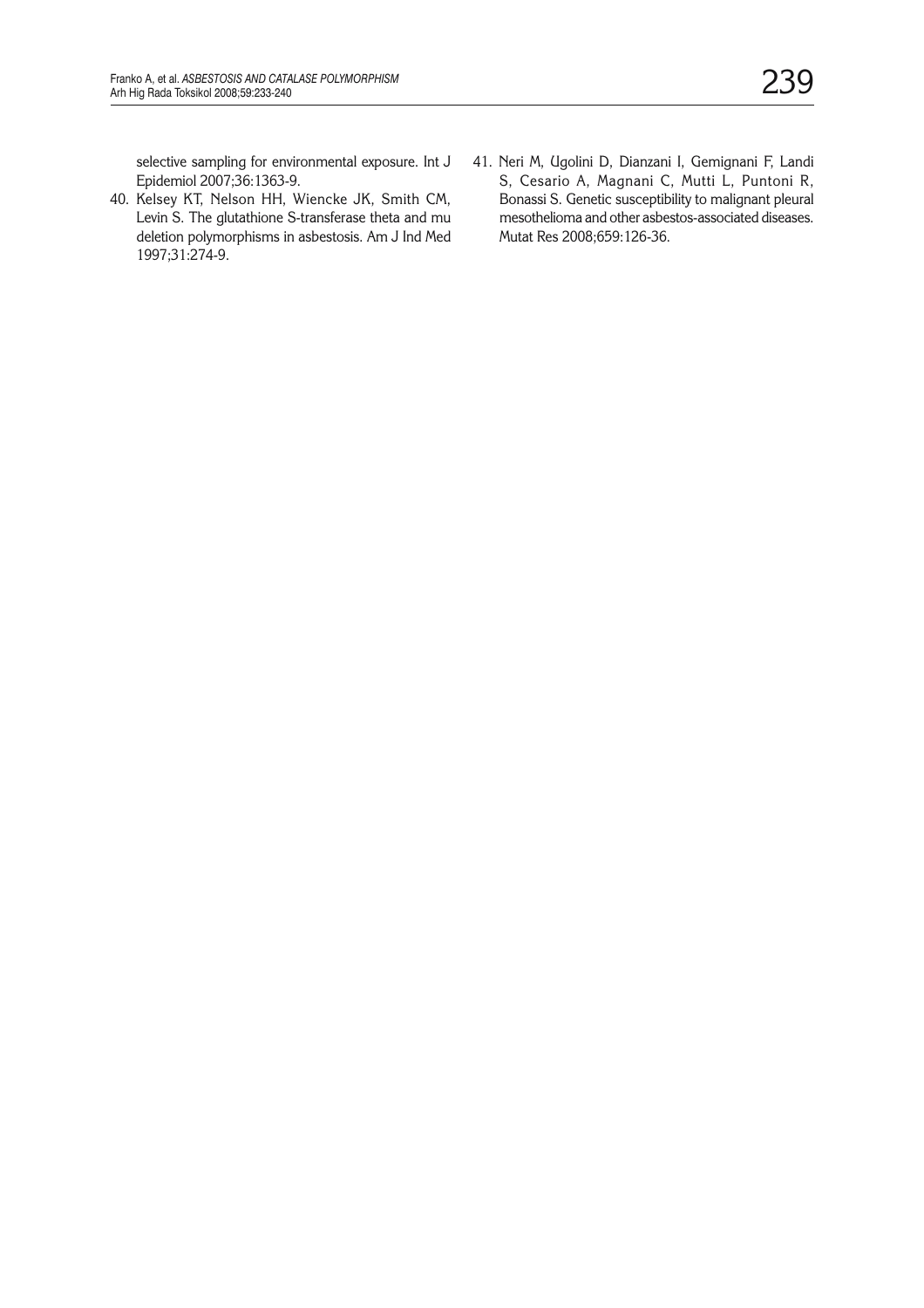selective sampling for environmental exposure. Int J Epidemiol 2007;36:1363-9.

40. Kelsey KT, Nelson HH, Wiencke JK, Smith CM, Levin S. The glutathione S-transferase theta and mu deletion polymorphisms in asbestosis. Am J Ind Med 1997;31:274-9.

41. Neri M, Ugolini D, Dianzani I, Gemignani F, Landi S, Cesario A, Magnani C, Mutti L, Puntoni R, Bonassi S. Genetic susceptibility to malignant pleural mesothelioma and other asbestos-associated diseases. Mutat Res 2008;659:126-36.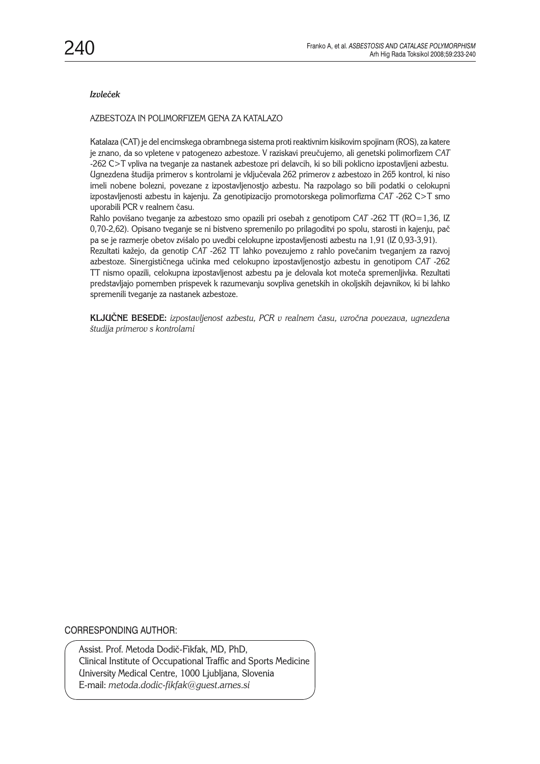*Izvleček*

AZBESTOZA IN POLIMORFIZEM GENA ZA KATALAZO

Katalaza (CAT) je del encimskega obrambnega sistema proti reaktivnim kisikovim spojinam (ROS), za katere je znano, da so vpletene v patogenezo azbestoze. V raziskavi preučujemo, ali genetski polimorfizem *CAT* -262 C>T vpliva na tveganje za nastanek azbestoze pri delavcih, ki so bili poklicno izpostavljeni azbestu. Ugnezdena študija primerov s kontrolami je vključevala 262 primerov z azbestozo in 265 kontrol, ki niso imeli nobene bolezni, povezane z izpostavljenostjo azbestu. Na razpolago so bili podatki o celokupni izpostavljenosti azbestu in kajenju. Za genotipizacijo promotorskega polimorfizma *CAT* -262 C>T smo uporabili PCR v realnem času.

Rahlo povišano tveganje za azbestozo smo opazili pri osebah z genotipom *CAT* -262 TT (RO=1,36, IZ 0,70-2,62). Opisano tveganje se ni bistveno spremenilo po prilagoditvi po spolu, starosti in kajenju, pač pa se je razmerje obetov zvišalo po uvedbi celokupne izpostavljenosti azbestu na 1,91 (IZ 0,93-3,91).

Rezultati kažejo, da genotip *CAT* -262 TT lahko povezujemo z rahlo povečanim tveganjem za razvoj azbestoze. Sinergističnega učinka med celokupno izpostavljenostjo azbestu in genotipom *CAT* -262 TT nismo opazili, celokupna izpostavljenost azbestu pa je delovala kot moteča spremenljivka. Rezultati predstavljajo pomemben prispevek k razumevanju sovpliva genetskih in okoljskih dejavnikov, ki bi lahko spremenili tveganje za nastanek azbestoze.

**KLJUČNE BESEDE:** *izpostavljenost azbestu, PCR v realnem času, vzročna povezava, ugnezdena študija primerov s kontrolami*

CORRESPONDING AUTHOR:

Assist. Prof. Metoda Dodič-Fikfak, MD, PhD,
Clinical Institute of Occupational Traffic and Sports Medicine
University Medical Centre, 1000 Ljubljana, Slovenia
E-mail: *metoda.dodic-fikfak@guest.arnes.si*